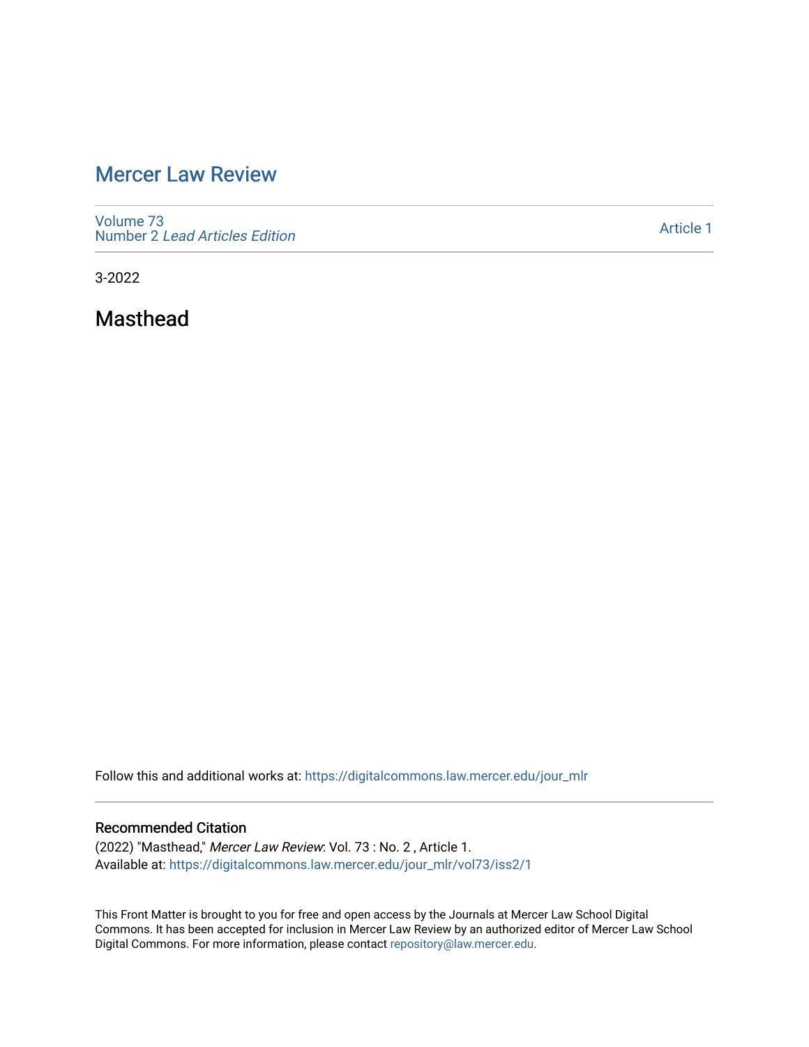# Mercer Law Review

Volume 73
Number 2 *Lead Articles Edition*

Article 1

3-2022

## Masthead

Follow this and additional works at: https://digitalcommons.law.mercer.edu/jour_mlr

### Recommended Citation

(2022) "Masthead," *Mercer Law Review*: Vol. 73 : No. 2 , Article 1.
Available at: https://digitalcommons.law.mercer.edu/jour_mlr/vol73/iss2/1

This Front Matter is brought to you for free and open access by the Journals at Mercer Law School Digital Commons. It has been accepted for inclusion in Mercer Law Review by an authorized editor of Mercer Law School Digital Commons. For more information, please contact repository@law.mercer.edu.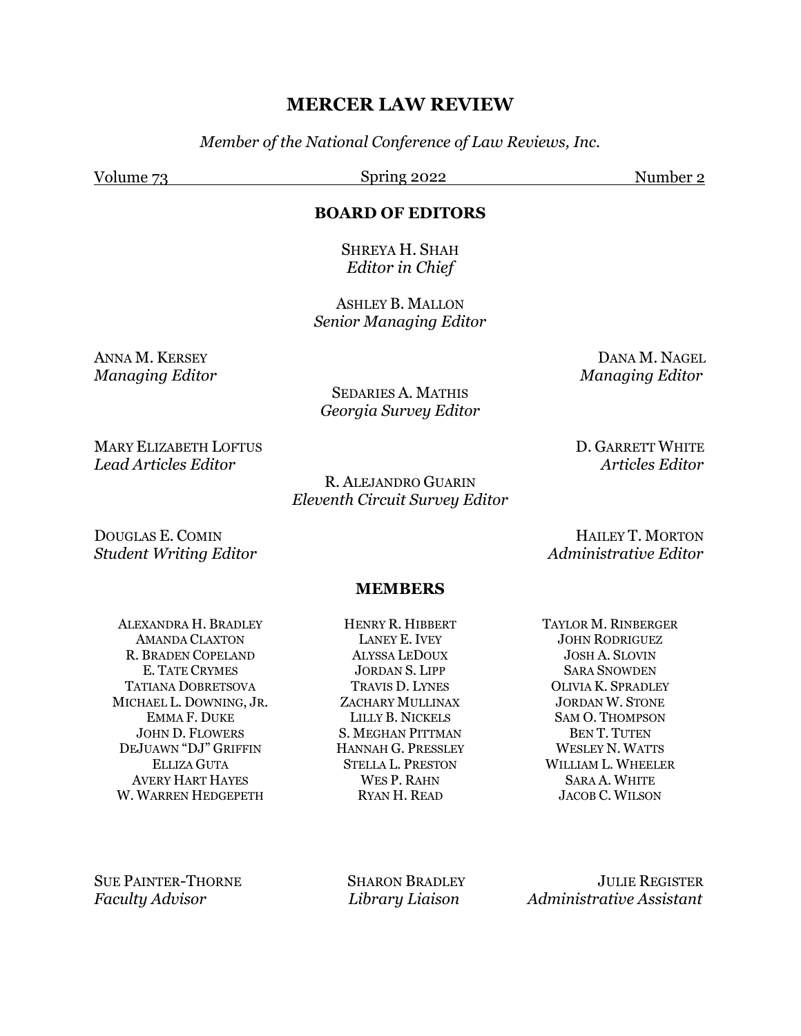# MERCER LAW REVIEW

*Member of the National Conference of Law Reviews, Inc.*

Volume 73 — Spring 2022 — Number 2

## BOARD OF EDITORS

SHREYA H. SHAH
*Editor in Chief*

ASHLEY B. MALLON
*Senior Managing Editor*

ANNA M. KERSEY
*Managing Editor*

DANA M. NAGEL
*Managing Editor*

SEDARIES A. MATHIS
*Georgia Survey Editor*

MARY ELIZABETH LOFTUS
*Lead Articles Editor*

D. GARRETT WHITE
*Articles Editor*

R. ALEJANDRO GUARIN
*Eleventh Circuit Survey Editor*

DOUGLAS E. COMIN
*Student Writing Editor*

HAILEY T. MORTON
*Administrative Editor*

## MEMBERS

ALEXANDRA H. BRADLEY
AMANDA CLAXTON
R. BRADEN COPELAND
E. TATE CRYMES
TATIANA DOBRETSOVA
MICHAEL L. DOWNING, JR.
EMMA F. DUKE
JOHN D. FLOWERS
DEJUAWN "DJ" GRIFFIN
ELLIZA GUTA
AVERY HART HAYES
W. WARREN HEDGEPETH

HENRY R. HIBBERT
LANEY E. IVEY
ALYSSA LEDOUX
JORDAN S. LIPP
TRAVIS D. LYNES
ZACHARY MULLINAX
LILLY B. NICKELS
S. MEGHAN PITTMAN
HANNAH G. PRESSLEY
STELLA L. PRESTON
WES P. RAHN
RYAN H. READ

TAYLOR M. RINBERGER
JOHN RODRIGUEZ
JOSH A. SLOVIN
SARA SNOWDEN
OLIVIA K. SPRADLEY
JORDAN W. STONE
SAM O. THOMPSON
BEN T. TUTEN
WESLEY N. WATTS
WILLIAM L. WHEELER
SARA A. WHITE
JACOB C. WILSON

SUE PAINTER-THORNE
*Faculty Advisor*

SHARON BRADLEY
*Library Liaison*

JULIE REGISTER
*Administrative Assistant*